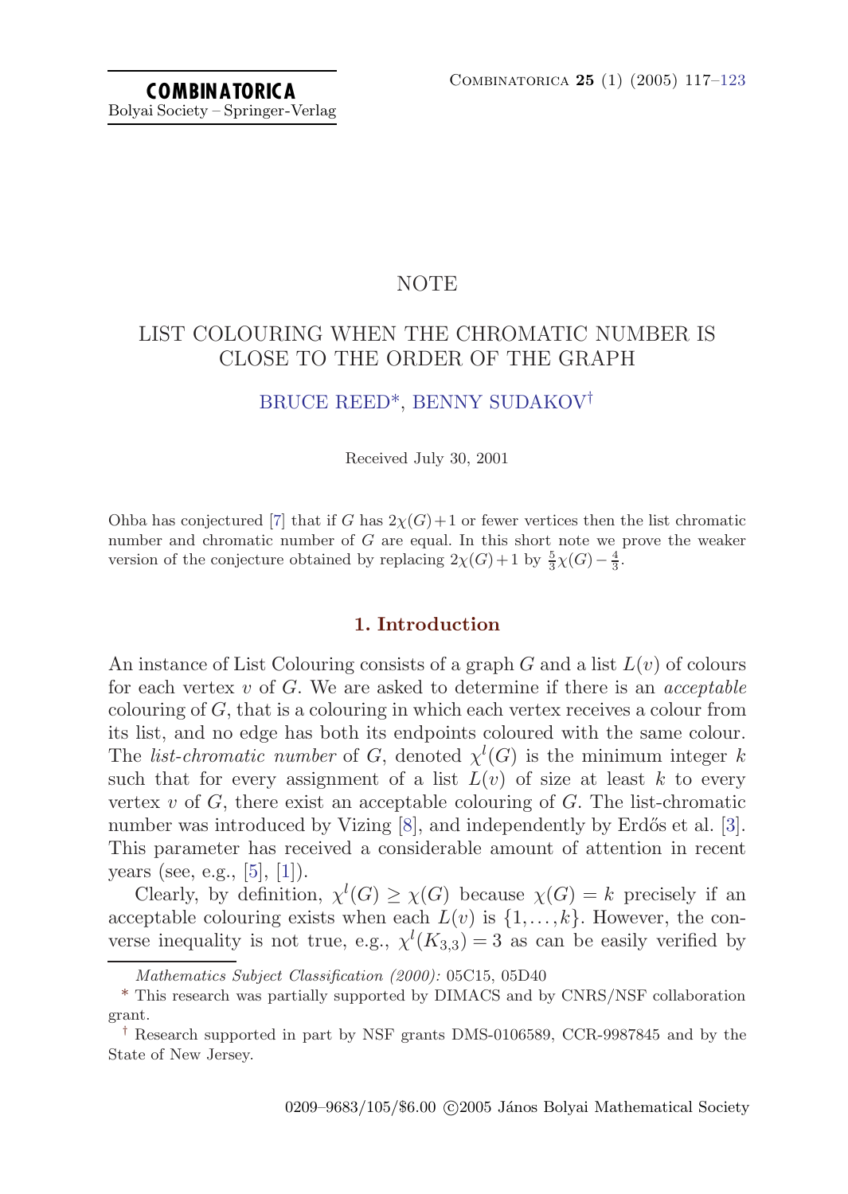NOTE

# LIST COLOURING WHEN THE CHROMATIC NUMBER IS CLOSE TO THE ORDER OF THE GRAPH

BRUCE REED*, BENNY SUDAKOV†

Received July 30, 2001

Ohba has conjectured [7] that if $G$ has $2\chi(G)+1$ or fewer vertices then the list chromatic number and chromatic number of $G$ are equal. In this short note we prove the weaker version of the conjecture obtained by replacing $2\chi(G)+1$ by $\frac{5}{3}\chi(G)-\frac{4}{3}$.

## 1. Introduction

An instance of List Colouring consists of a graph $G$ and a list $L(v)$ of colours for each vertex $v$ of $G$. We are asked to determine if there is an *acceptable* colouring of $G$, that is a colouring in which each vertex receives a colour from its list, and no edge has both its endpoints coloured with the same colour. The *list-chromatic number* of $G$, denoted $\chi^l(G)$ is the minimum integer $k$ such that for every assignment of a list $L(v)$ of size at least $k$ to every vertex $v$ of $G$, there exist an acceptable colouring of $G$. The list-chromatic number was introduced by Vizing [8], and independently by Erdős et al. [3]. This parameter has received a considerable amount of attention in recent years (see, e.g., [5], [1]).

Clearly, by definition, $\chi^l(G) \geq \chi(G)$ because $\chi(G)=k$ precisely if an acceptable colouring exists when each $L(v)$ is $\{1,\dots,k\}$. However, the converse inequality is not true, e.g., $\chi^l(K_{3,3})=3$ as can be easily verified by

*Mathematics Subject Classification (2000):* 05C15, 05D40

\* This research was partially supported by DIMACS and by CNRS/NSF collaboration grant.

† Research supported in part by NSF grants DMS-0106589, CCR-9987845 and by the State of New Jersey.

0209–9683/105/$6.00 ©2005 János Bolyai Mathematical Society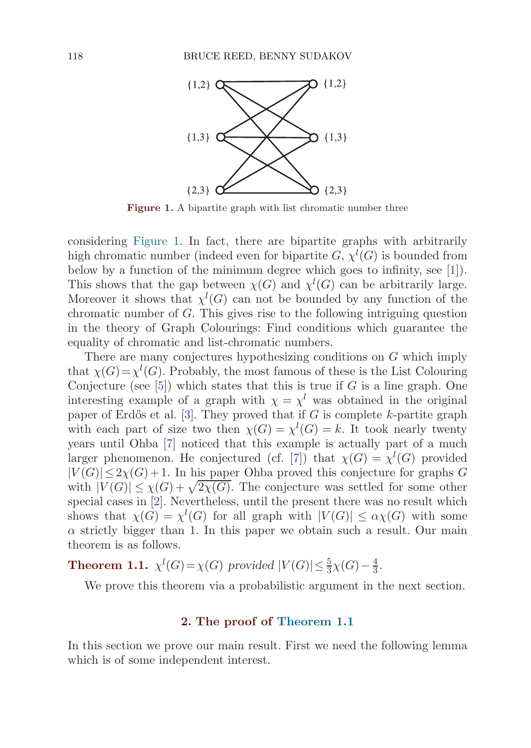**Figure 1.** A bipartite graph with list chromatic number three

considering Figure 1. In fact, there are bipartite graphs with arbitrarily high chromatic number (indeed even for bipartite $G$, $\chi^l(G)$ is bounded from below by a function of the minimum degree which goes to infinity, see [1]). This shows that the gap between $\chi(G)$ and $\chi^l(G)$ can be arbitrarily large. Moreover it shows that $\chi^l(G)$ can not be bounded by any function of the chromatic number of $G$. This gives rise to the following intriguing question in the theory of Graph Colourings: Find conditions which guarantee the equality of chromatic and list-chromatic numbers.

There are many conjectures hypothesizing conditions on $G$ which imply that $\chi(G)=\chi^l(G)$. Probably, the most famous of these is the List Colouring Conjecture (see [5]) which states that this is true if $G$ is a line graph. One interesting example of a graph with $\chi = \chi^l$ was obtained in the original paper of Erdős et al. [3]. They proved that if $G$ is complete $k$-partite graph with each part of size two then $\chi(G) = \chi^l(G) = k$. It took nearly twenty years until Ohba [7] noticed that this example is actually part of a much larger phenomenon. He conjectured (cf. [7]) that $\chi(G) = \chi^l(G)$ provided $|V(G)| \le 2\chi(G)+1$. In his paper Ohba proved this conjecture for graphs $G$ with $|V(G)| \le \chi(G) + \sqrt{2\chi(G)}$. The conjecture was settled for some other special cases in [2]. Nevertheless, until the present there was no result which shows that $\chi(G) = \chi^l(G)$ for all graph with $|V(G)| \le \alpha\chi(G)$ with some $\alpha$ strictly bigger than 1. In this paper we obtain such a result. Our main theorem is as follows.

**Theorem 1.1.** *$\chi^l(G)=\chi(G)$ provided $|V(G)| \le \frac{5}{3}\chi(G) - \frac{4}{3}$.*

We prove this theorem via a probabilistic argument in the next section.

## 2. The proof of Theorem 1.1

In this section we prove our main result. First we need the following lemma which is of some independent interest.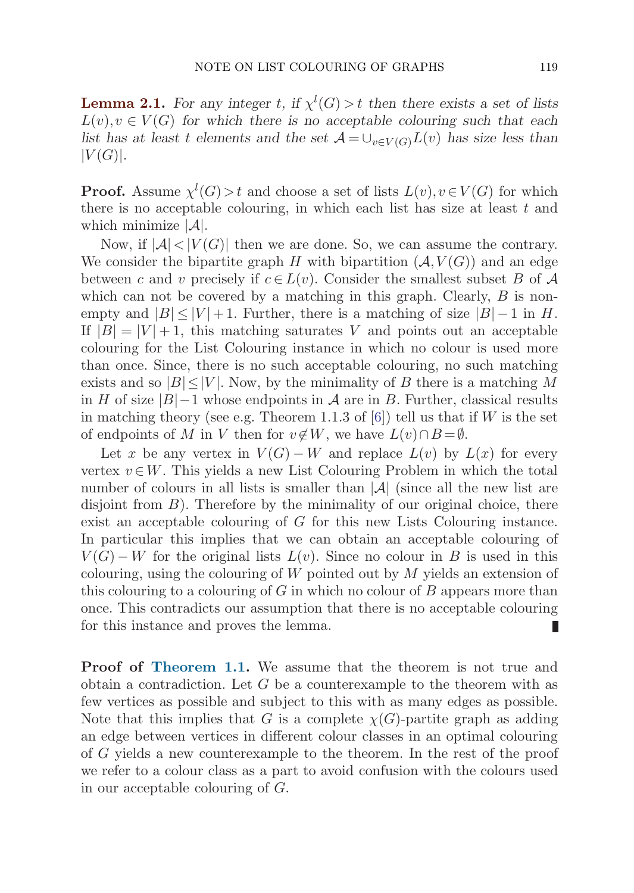**Lemma 2.1.** *For any integer $t$, if $\chi^l(G) > t$ then there exists a set of lists $L(v), v \in V(G)$ for which there is no acceptable colouring such that each list has at least $t$ elements and the set $\mathcal{A} = \cup_{v \in V(G)} L(v)$ has size less than $|V(G)|$.*

**Proof.** Assume $\chi^l(G) > t$ and choose a set of lists $L(v), v \in V(G)$ for which there is no acceptable colouring, in which each list has size at least $t$ and which minimize $|\mathcal{A}|$.

Now, if $|\mathcal{A}| < |V(G)|$ then we are done. So, we can assume the contrary. We consider the bipartite graph $H$ with bipartition $(\mathcal{A}, V(G))$ and an edge between $c$ and $v$ precisely if $c \in L(v)$. Consider the smallest subset $B$ of $\mathcal{A}$ which can not be covered by a matching in this graph. Clearly, $B$ is non-empty and $|B| \leq |V| + 1$. Further, there is a matching of size $|B| - 1$ in $H$. If $|B| = |V| + 1$, this matching saturates $V$ and points out an acceptable colouring for the List Colouring instance in which no colour is used more than once. Since, there is no such acceptable colouring, no such matching exists and so $|B| \leq |V|$. Now, by the minimality of $B$ there is a matching $M$ in $H$ of size $|B| - 1$ whose endpoints in $\mathcal{A}$ are in $B$. Further, classical results in matching theory (see e.g. Theorem 1.1.3 of [6]) tell us that if $W$ is the set of endpoints of $M$ in $V$ then for $v \notin W$, we have $L(v) \cap B = \emptyset$.

Let $x$ be any vertex in $V(G) - W$ and replace $L(v)$ by $L(x)$ for every vertex $v \in W$. This yields a new List Colouring Problem in which the total number of colours in all lists is smaller than $|\mathcal{A}|$ (since all the new list are disjoint from $B$). Therefore by the minimality of our original choice, there exist an acceptable colouring of $G$ for this new Lists Colouring instance. In particular this implies that we can obtain an acceptable colouring of $V(G) - W$ for the original lists $L(v)$. Since no colour in $B$ is used in this colouring, using the colouring of $W$ pointed out by $M$ yields an extension of this colouring to a colouring of $G$ in which no colour of $B$ appears more than once. This contradicts our assumption that there is no acceptable colouring for this instance and proves the lemma. ∎

**Proof of Theorem 1.1.** We assume that the theorem is not true and obtain a contradiction. Let $G$ be a counterexample to the theorem with as few vertices as possible and subject to this with as many edges as possible. Note that this implies that $G$ is a complete $\chi(G)$-partite graph as adding an edge between vertices in different colour classes in an optimal colouring of $G$ yields a new counterexample to the theorem. In the rest of the proof we refer to a colour class as a part to avoid confusion with the colours used in our acceptable colouring of $G$.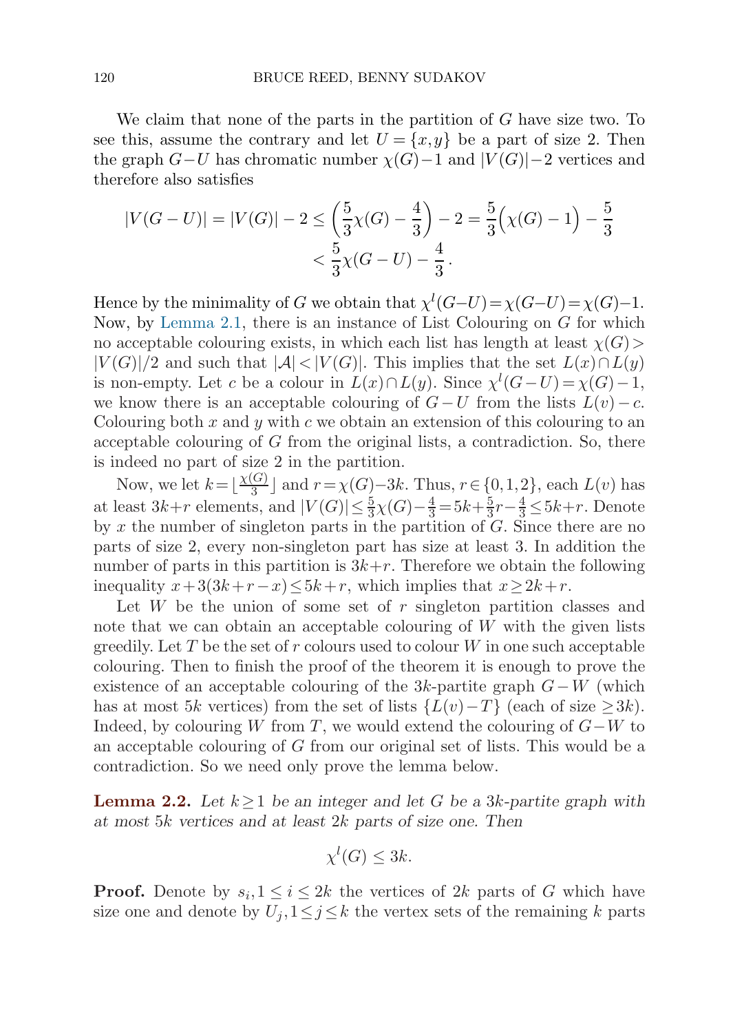We claim that none of the parts in the partition of $G$ have size two. To see this, assume the contrary and let $U=\{x,y\}$ be a part of size 2. Then the graph $G-U$ has chromatic number $\chi(G)-1$ and $|V(G)|-2$ vertices and therefore also satisfies

$$|V(G-U)| = |V(G)| - 2 \leq \left(\frac{5}{3}\chi(G) - \frac{4}{3}\right) - 2 = \frac{5}{3}\Big(\chi(G) - 1\Big) - \frac{5}{3} < \frac{5}{3}\chi(G-U) - \frac{4}{3}.$$

Hence by the minimality of $G$ we obtain that $\chi^l(G\text{–}U)=\chi(G\text{–}U)=\chi(G)\text{–}1$. Now, by Lemma 2.1, there is an instance of List Colouring on $G$ for which no acceptable colouring exists, in which each list has length at least $\chi(G) > |V(G)|/2$ and such that $|\mathcal{A}| < |V(G)|$. This implies that the set $L(x)\cap L(y)$ is non-empty. Let $c$ be a colour in $L(x)\cap L(y)$. Since $\chi^l(G-U)=\chi(G)-1$, we know there is an acceptable colouring of $G-U$ from the lists $L(v)-c$. Colouring both $x$ and $y$ with $c$ we obtain an extension of this colouring to an acceptable colouring of $G$ from the original lists, a contradiction. So, there is indeed no part of size 2 in the partition.

Now, we let $k=\lfloor\frac{\chi(G)}{3}\rfloor$ and $r=\chi(G)-3k$. Thus, $r\in\{0,1,2\}$, each $L(v)$ has at least $3k+r$ elements, and $|V(G)|\leq\frac{5}{3}\chi(G)-\frac{4}{3}=5k+\frac{5}{3}r-\frac{4}{3}\leq 5k+r$. Denote by $x$ the number of singleton parts in the partition of $G$. Since there are no parts of size 2, every non-singleton part has size at least 3. In addition the number of parts in this partition is $3k+r$. Therefore we obtain the following inequality $x+3(3k+r-x)\leq 5k+r$, which implies that $x\geq 2k+r$.

Let $W$ be the union of some set of $r$ singleton partition classes and note that we can obtain an acceptable colouring of $W$ with the given lists greedily. Let $T$ be the set of $r$ colours used to colour $W$ in one such acceptable colouring. Then to finish the proof of the theorem it is enough to prove the existence of an acceptable colouring of the $3k$-partite graph $G-W$ (which has at most $5k$ vertices) from the set of lists $\{L(v)-T\}$ (each of size $\geq 3k$). Indeed, by colouring $W$ from $T$, we would extend the colouring of $G-W$ to an acceptable colouring of $G$ from our original set of lists. This would be a contradiction. So we need only prove the lemma below.

**Lemma 2.2.** *Let $k\geq 1$ be an integer and let $G$ be a $3k$-partite graph with at most $5k$ vertices and at least $2k$ parts of size one. Then*

$$\chi^l(G) \leq 3k.$$

**Proof.** Denote by $s_i, 1\leq i\leq 2k$ the vertices of $2k$ parts of $G$ which have size one and denote by $U_j, 1\leq j\leq k$ the vertex sets of the remaining $k$ parts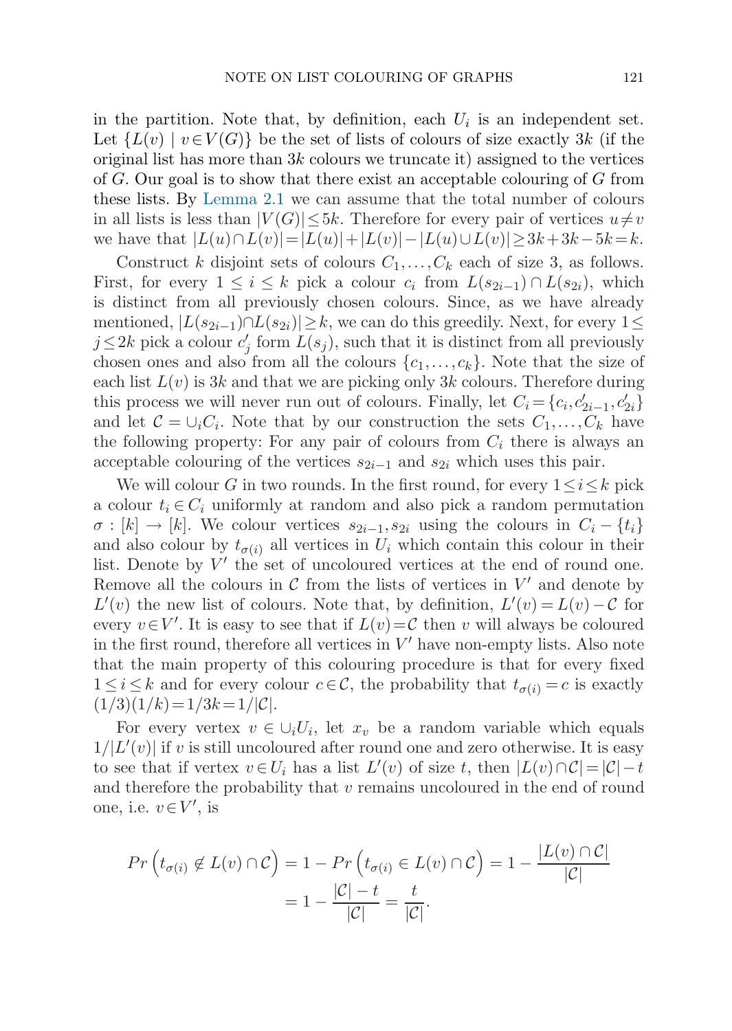in the partition. Note that, by definition, each $U_i$ is an independent set. Let $\{L(v) \mid v \in V(G)\}$ be the set of lists of colours of size exactly $3k$ (if the original list has more than $3k$ colours we truncate it) assigned to the vertices of $G$. Our goal is to show that there exist an acceptable colouring of $G$ from these lists. By Lemma 2.1 we can assume that the total number of colours in all lists is less than $|V(G)| \leq 5k$. Therefore for every pair of vertices $u \neq v$ we have that $|L(u) \cap L(v)| = |L(u)| + |L(v)| - |L(u) \cup L(v)| \geq 3k + 3k - 5k = k$.

Construct $k$ disjoint sets of colours $C_1, \ldots, C_k$ each of size 3, as follows. First, for every $1 \leq i \leq k$ pick a colour $c_i$ from $L(s_{2i-1}) \cap L(s_{2i})$, which is distinct from all previously chosen colours. Since, as we have already mentioned, $|L(s_{2i-1}) \cap L(s_{2i})| \geq k$, we can do this greedily. Next, for every $1 \leq j \leq 2k$ pick a colour $c'_j$ form $L(s_j)$, such that it is distinct from all previously chosen ones and also from all the colours $\{c_1, \ldots, c_k\}$. Note that the size of each list $L(v)$ is $3k$ and that we are picking only $3k$ colours. Therefore during this process we will never run out of colours. Finally, let $C_i = \{c_i, c'_{2i-1}, c'_{2i}\}$ and let $\mathcal{C} = \cup_i C_i$. Note that by our construction the sets $C_1, \ldots, C_k$ have the following property: For any pair of colours from $C_i$ there is always an acceptable colouring of the vertices $s_{2i-1}$ and $s_{2i}$ which uses this pair.

We will colour $G$ in two rounds. In the first round, for every $1 \leq i \leq k$ pick a colour $t_i \in C_i$ uniformly at random and also pick a random permutation $\sigma : [k] \to [k]$. We colour vertices $s_{2i-1}, s_{2i}$ using the colours in $C_i - \{t_i\}$ and also colour by $t_{\sigma(i)}$ all vertices in $U_i$ which contain this colour in their list. Denote by $V'$ the set of uncoloured vertices at the end of round one. Remove all the colours in $\mathcal{C}$ from the lists of vertices in $V'$ and denote by $L'(v)$ the new list of colours. Note that, by definition, $L'(v) = L(v) - \mathcal{C}$ for every $v \in V'$. It is easy to see that if $L(v) = \mathcal{C}$ then $v$ will always be coloured in the first round, therefore all vertices in $V'$ have non-empty lists. Also note that the main property of this colouring procedure is that for every fixed $1 \leq i \leq k$ and for every colour $c \in \mathcal{C}$, the probability that $t_{\sigma(i)} = c$ is exactly $(1/3)(1/k) = 1/3k = 1/|\mathcal{C}|$.

For every vertex $v \in \cup_i U_i$, let $x_v$ be a random variable which equals $1/|L'(v)|$ if $v$ is still uncoloured after round one and zero otherwise. It is easy to see that if vertex $v \in U_i$ has a list $L'(v)$ of size $t$, then $|L(v) \cap \mathcal{C}| = |\mathcal{C}| - t$ and therefore the probability that $v$ remains uncoloured in the end of round one, i.e. $v \in V'$, is

$$
\begin{aligned}
Pr\left(t_{\sigma(i)} \notin L(v) \cap \mathcal{C}\right) &= 1 - Pr\left(t_{\sigma(i)} \in L(v) \cap \mathcal{C}\right) = 1 - \frac{|L(v) \cap \mathcal{C}|}{|\mathcal{C}|} \\
&= 1 - \frac{|\mathcal{C}| - t}{|\mathcal{C}|} = \frac{t}{|\mathcal{C}|}.
\end{aligned}
$$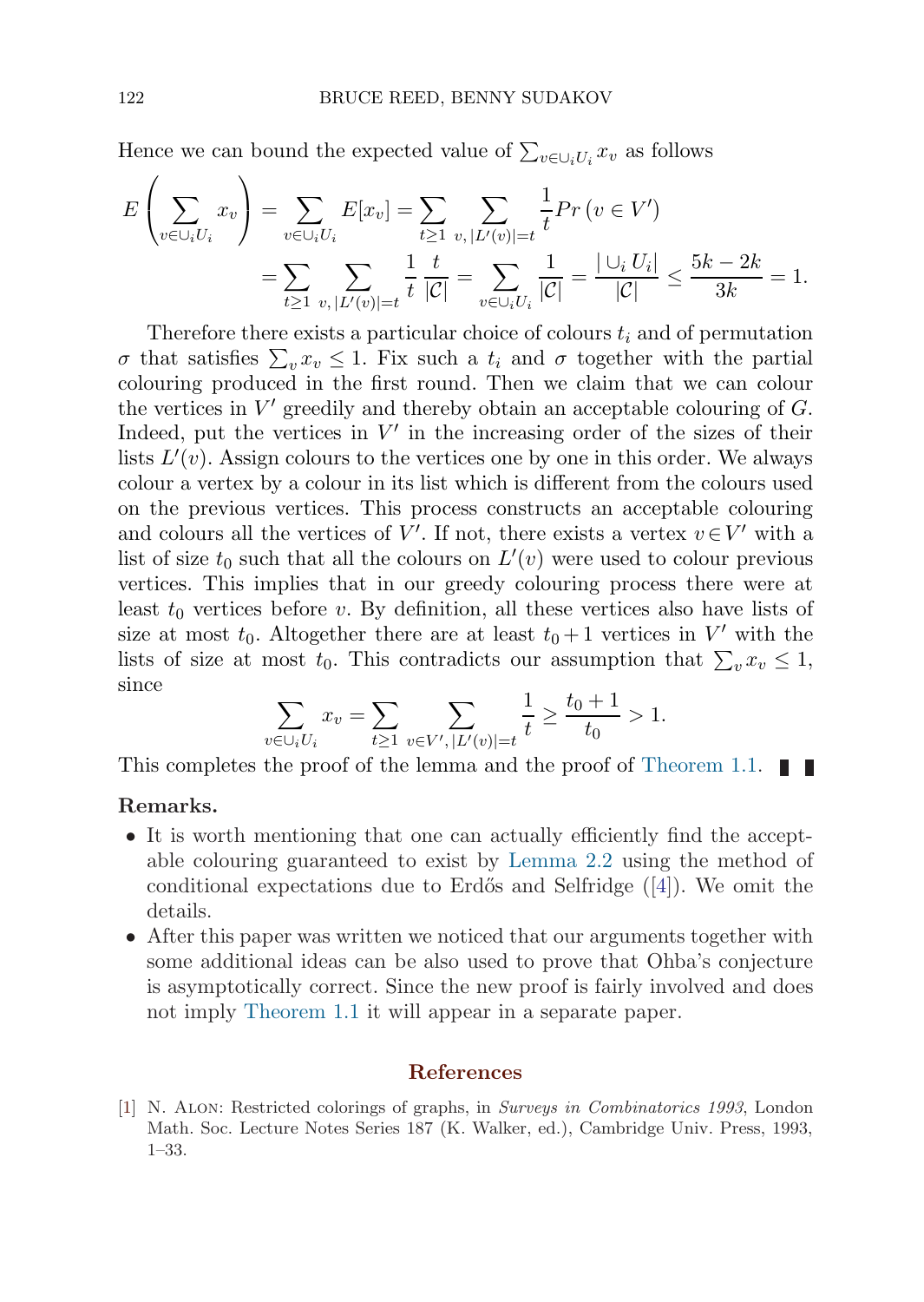Hence we can bound the expected value of $\sum_{v\in\cup_i U_i} x_v$ as follows

$$
\begin{aligned}
E\left(\sum_{v\in\cup_i U_i} x_v\right) &= \sum_{v\in\cup_i U_i} E[x_v] = \sum_{t\geq 1}\sum_{v,\,|L'(v)|=t} \frac{1}{t} Pr\left(v \in V'\right) \\
&= \sum_{t\geq 1}\sum_{v,\,|L'(v)|=t} \frac{1}{t}\,\frac{t}{|\mathcal{C}|} = \sum_{v\in\cup_i U_i} \frac{1}{|\mathcal{C}|} = \frac{|\cup_i U_i|}{|\mathcal{C}|} \leq \frac{5k-2k}{3k} = 1.
\end{aligned}
$$

Therefore there exists a particular choice of colours $t_i$ and of permutation $\sigma$ that satisfies $\sum_v x_v \leq 1$. Fix such a $t_i$ and $\sigma$ together with the partial colouring produced in the first round. Then we claim that we can colour the vertices in $V'$ greedily and thereby obtain an acceptable colouring of $G$. Indeed, put the vertices in $V'$ in the increasing order of the sizes of their lists $L'(v)$. Assign colours to the vertices one by one in this order. We always colour a vertex by a colour in its list which is different from the colours used on the previous vertices. This process constructs an acceptable colouring and colours all the vertices of $V'$. If not, there exists a vertex $v \in V'$ with a list of size $t_0$ such that all the colours on $L'(v)$ were used to colour previous vertices. This implies that in our greedy colouring process there were at least $t_0$ vertices before $v$. By definition, all these vertices also have lists of size at most $t_0$. Altogether there are at least $t_0+1$ vertices in $V'$ with the lists of size at most $t_0$. This contradicts our assumption that $\sum_v x_v \leq 1$, since

$$
\sum_{v\in\cup_i U_i} x_v = \sum_{t\geq 1}\sum_{v\in V',\,|L'(v)|=t} \frac{1}{t} \geq \frac{t_0+1}{t_0} > 1.
$$

This completes the proof of the lemma and the proof of Theorem 1.1. ∎ ∎

**Remarks.**

- It is worth mentioning that one can actually efficiently find the acceptable colouring guaranteed to exist by Lemma 2.2 using the method of conditional expectations due to Erdős and Selfridge ([4]). We omit the details.
- After this paper was written we noticed that our arguments together with some additional ideas can be also used to prove that Ohba's conjecture is asymptotically correct. Since the new proof is fairly involved and does not imply Theorem 1.1 it will appear in a separate paper.

## References

[1] N. Alon: Restricted colorings of graphs, in *Surveys in Combinatorics 1993*, London Math. Soc. Lecture Notes Series 187 (K. Walker, ed.), Cambridge Univ. Press, 1993, 1–33.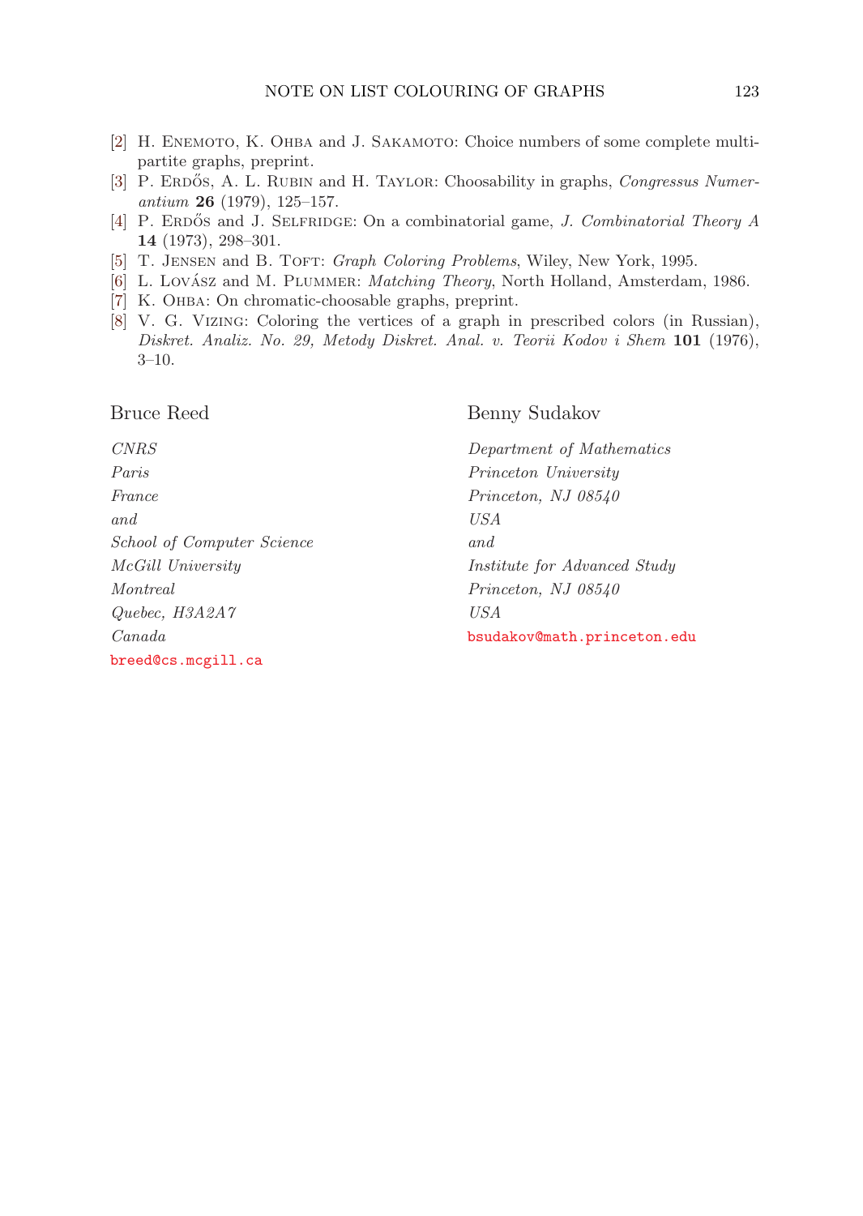[2] H. Enemoto, K. Ohba and J. Sakamoto: Choice numbers of some complete multi-partite graphs, preprint.

[3] P. Erdős, A. L. Rubin and H. Taylor: Choosability in graphs, *Congressus Numerantium* **26** (1979), 125–157.

[4] P. Erdős and J. Selfridge: On a combinatorial game, *J. Combinatorial Theory A* **14** (1973), 298–301.

[5] T. Jensen and B. Toft: *Graph Coloring Problems*, Wiley, New York, 1995.

[6] L. Lovász and M. Plummer: *Matching Theory*, North Holland, Amsterdam, 1986.

[7] K. Ohba: On chromatic-choosable graphs, preprint.

[8] V. G. Vizing: Coloring the vertices of a graph in prescribed colors (in Russian), *Diskret. Analiz. No. 29, Metody Diskret. Anal. v. Teorii Kodov i Shem* **101** (1976), 3–10.

Bruce Reed

*CNRS*
*Paris*
*France*
*and*
*School of Computer Science*
*McGill University*
*Montreal*
*Quebec, H3A2A7*
*Canada*
breed@cs.mcgill.ca

Benny Sudakov

*Department of Mathematics*
*Princeton University*
*Princeton, NJ 08540*
*USA*
*and*
*Institute for Advanced Study*
*Princeton, NJ 08540*
*USA*
bsudakov@math.princeton.edu